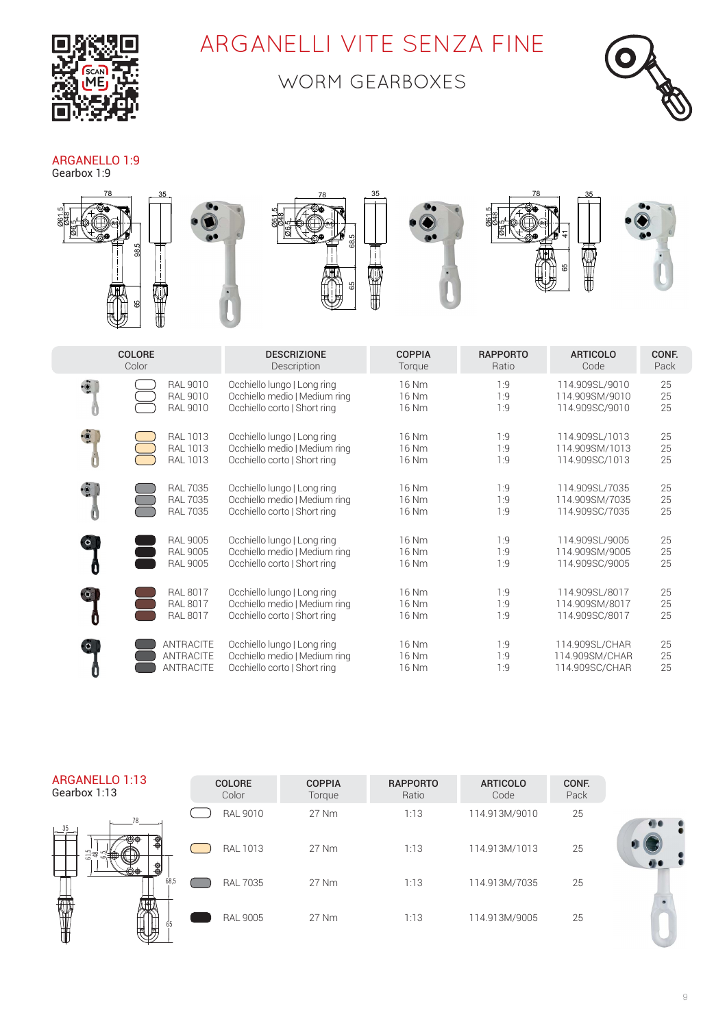# ARGANELLI VITE SENZA FINE

## WORM GEARBOXES

### ARGANELLO 1:9
Gearbox 1:9

| COLORE Color | DESCRIZIONE Description | COPPIA Torque | RAPPORTO Ratio | ARTICOLO Code | CONF. Pack |
|---|---|---|---|---|---|
| RAL 9010 | Occhiello lungo \| Long ring | 16 Nm | 1:9 | 114.909SL/9010 | 25 |
| RAL 9010 | Occhiello medio \| Medium ring | 16 Nm | 1:9 | 114.909SM/9010 | 25 |
| RAL 9010 | Occhiello corto \| Short ring | 16 Nm | 1:9 | 114.909SC/9010 | 25 |
| RAL 1013 | Occhiello lungo \| Long ring | 16 Nm | 1:9 | 114.909SL/1013 | 25 |
| RAL 1013 | Occhiello medio \| Medium ring | 16 Nm | 1:9 | 114.909SM/1013 | 25 |
| RAL 1013 | Occhiello corto \| Short ring | 16 Nm | 1:9 | 114.909SC/1013 | 25 |
| RAL 7035 | Occhiello lungo \| Long ring | 16 Nm | 1:9 | 114.909SL/7035 | 25 |
| RAL 7035 | Occhiello medio \| Medium ring | 16 Nm | 1:9 | 114.909SM/7035 | 25 |
| RAL 7035 | Occhiello corto \| Short ring | 16 Nm | 1:9 | 114.909SC/7035 | 25 |
| RAL 9005 | Occhiello lungo \| Long ring | 16 Nm | 1:9 | 114.909SL/9005 | 25 |
| RAL 9005 | Occhiello medio \| Medium ring | 16 Nm | 1:9 | 114.909SM/9005 | 25 |
| RAL 9005 | Occhiello corto \| Short ring | 16 Nm | 1:9 | 114.909SC/9005 | 25 |
| RAL 8017 | Occhiello lungo \| Long ring | 16 Nm | 1:9 | 114.909SL/8017 | 25 |
| RAL 8017 | Occhiello medio \| Medium ring | 16 Nm | 1:9 | 114.909SM/8017 | 25 |
| RAL 8017 | Occhiello corto \| Short ring | 16 Nm | 1:9 | 114.909SC/8017 | 25 |
| ANTRACITE | Occhiello lungo \| Long ring | 16 Nm | 1:9 | 114.909SL/CHAR | 25 |
| ANTRACITE | Occhiello medio \| Medium ring | 16 Nm | 1:9 | 114.909SM/CHAR | 25 |
| ANTRACITE | Occhiello corto \| Short ring | 16 Nm | 1:9 | 114.909SC/CHAR | 25 |

### ARGANELLO 1:13
Gearbox 1:13

| COLORE Color | COPPIA Torque | RAPPORTO Ratio | ARTICOLO Code | CONF. Pack |
|---|---|---|---|---|
| RAL 9010 | 27 Nm | 1:13 | 114.913M/9010 | 25 |
| RAL 1013 | 27 Nm | 1:13 | 114.913M/1013 | 25 |
| RAL 7035 | 27 Nm | 1:13 | 114.913M/7035 | 25 |
| RAL 9005 | 27 Nm | 1:13 | 114.913M/9005 | 25 |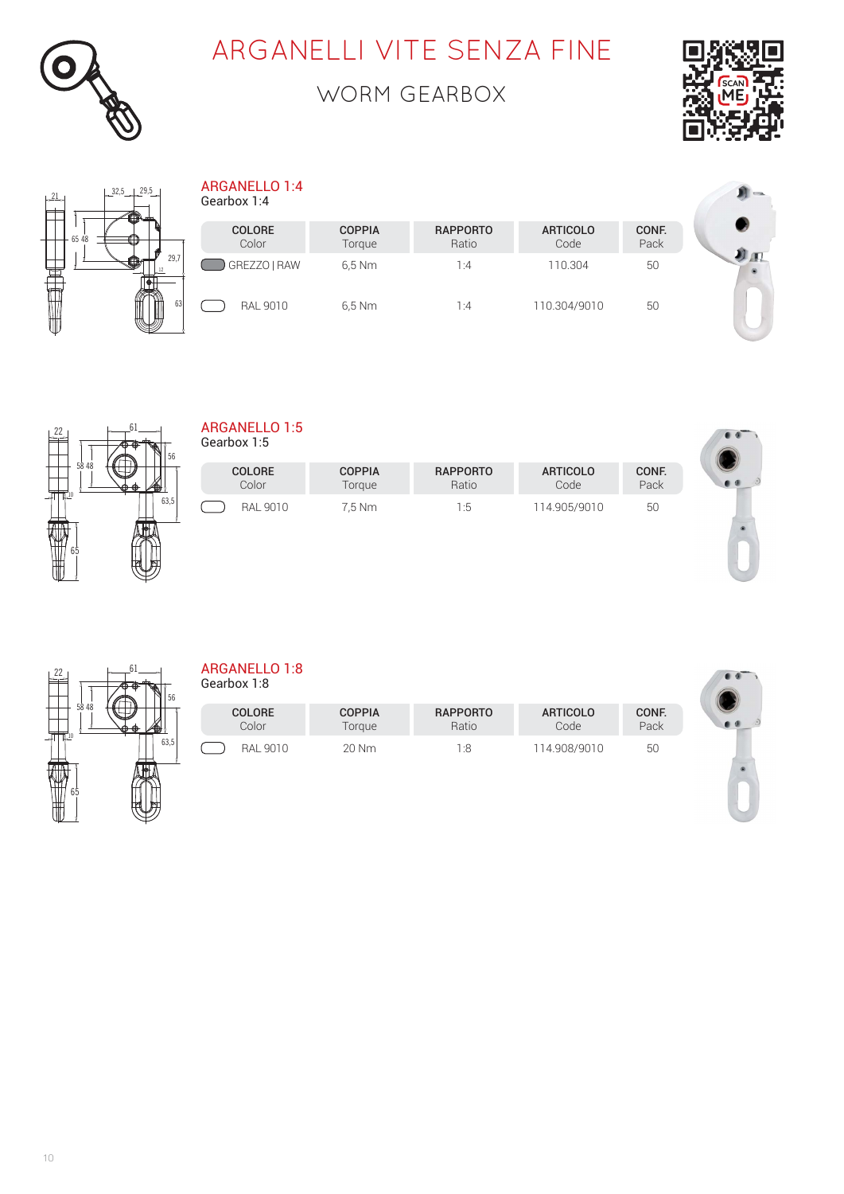# ARGANELLI VITE SENZA FINE

## WORM GEARBOX

### ARGANELLO 1:4
Gearbox 1:4

| COLORE<br>Color | COPPIA<br>Torque | RAPPORTO<br>Ratio | ARTICOLO<br>Code | CONF.<br>Pack |
|---|---|---|---|---|
| GREZZO \| RAW | 6,5 Nm | 1:4 | 110.304 | 50 |
| RAL 9010 | 6,5 Nm | 1:4 | 110.304/9010 | 50 |

### ARGANELLO 1:5
Gearbox 1:5

| COLORE<br>Color | COPPIA<br>Torque | RAPPORTO<br>Ratio | ARTICOLO<br>Code | CONF.<br>Pack |
|---|---|---|---|---|
| RAL 9010 | 7,5 Nm | 1:5 | 114.905/9010 | 50 |

### ARGANELLO 1:8
Gearbox 1:8

| COLORE<br>Color | COPPIA<br>Torque | RAPPORTO<br>Ratio | ARTICOLO<br>Code | CONF.<br>Pack |
|---|---|---|---|---|
| RAL 9010 | 20 Nm | 1:8 | 114.908/9010 | 50 |